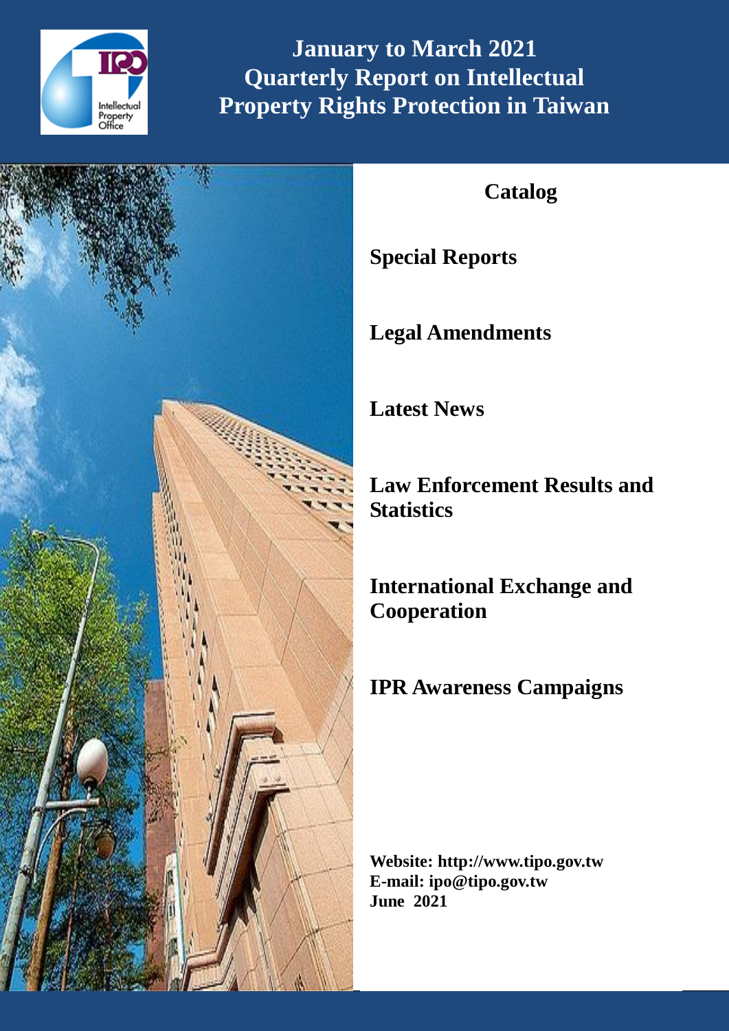# January to March 2021 Quarterly Report on Intellectual Property Rights Protection in Taiwan

## Catalog

**Special Reports**

**Legal Amendments**

**Latest News**

**Law Enforcement Results and Statistics**

**International Exchange and Cooperation**

**IPR Awareness Campaigns**

**Website: http://www.tipo.gov.tw**
**E-mail: ipo@tipo.gov.tw**
**June 2021**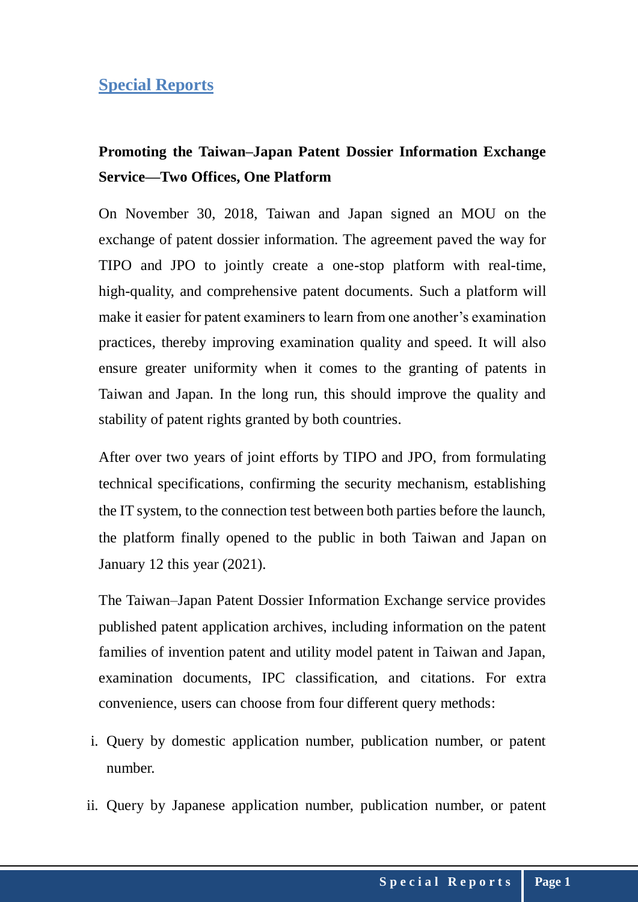## Special Reports

### Promoting the Taiwan–Japan Patent Dossier Information Exchange Service—Two Offices, One Platform

On November 30, 2018, Taiwan and Japan signed an MOU on the exchange of patent dossier information. The agreement paved the way for TIPO and JPO to jointly create a one-stop platform with real-time, high-quality, and comprehensive patent documents. Such a platform will make it easier for patent examiners to learn from one another’s examination practices, thereby improving examination quality and speed. It will also ensure greater uniformity when it comes to the granting of patents in Taiwan and Japan. In the long run, this should improve the quality and stability of patent rights granted by both countries.

After over two years of joint efforts by TIPO and JPO, from formulating technical specifications, confirming the security mechanism, establishing the IT system, to the connection test between both parties before the launch, the platform finally opened to the public in both Taiwan and Japan on January 12 this year (2021).

The Taiwan–Japan Patent Dossier Information Exchange service provides published patent application archives, including information on the patent families of invention patent and utility model patent in Taiwan and Japan, examination documents, IPC classification, and citations. For extra convenience, users can choose from four different query methods:

i. Query by domestic application number, publication number, or patent number.

ii. Query by Japanese application number, publication number, or patent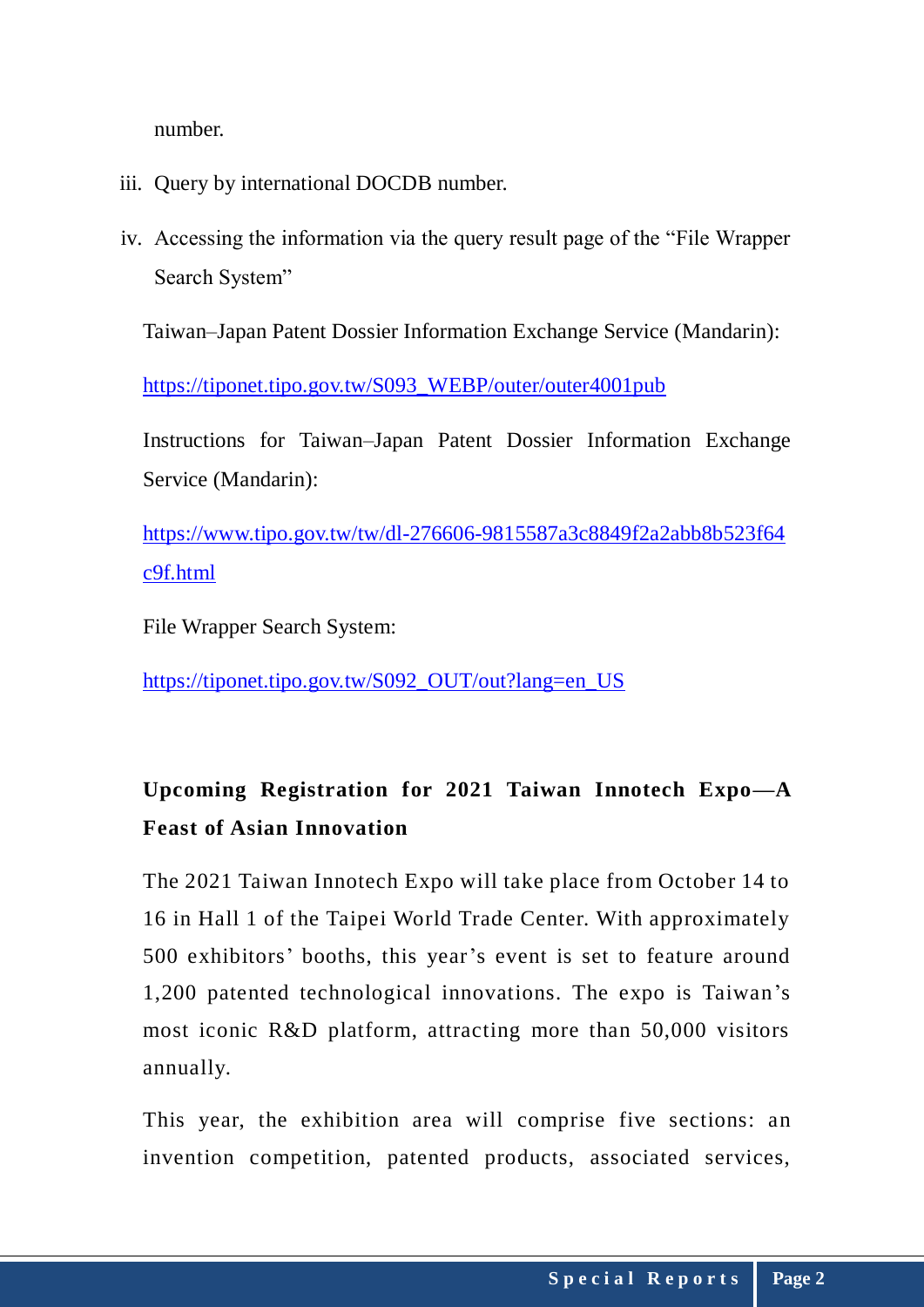number.

iii. Query by international DOCDB number.

iv. Accessing the information via the query result page of the "File Wrapper Search System"

Taiwan–Japan Patent Dossier Information Exchange Service (Mandarin):

https://tiponet.tipo.gov.tw/S093_WEBP/outer/outer4001pub

Instructions for Taiwan–Japan Patent Dossier Information Exchange Service (Mandarin):

https://www.tipo.gov.tw/tw/dl-276606-9815587a3c8849f2a2abb8b523f64c9f.html

File Wrapper Search System:

https://tiponet.tipo.gov.tw/S092_OUT/out?lang=en_US

**Upcoming Registration for 2021 Taiwan Innotech Expo—A Feast of Asian Innovation**

The 2021 Taiwan Innotech Expo will take place from October 14 to 16 in Hall 1 of the Taipei World Trade Center. With approximately 500 exhibitors' booths, this year's event is set to feature around 1,200 patented technological innovations. The expo is Taiwan's most iconic R&D platform, attracting more than 50,000 visitors annually.

This year, the exhibition area will comprise five sections: an invention competition, patented products, associated services,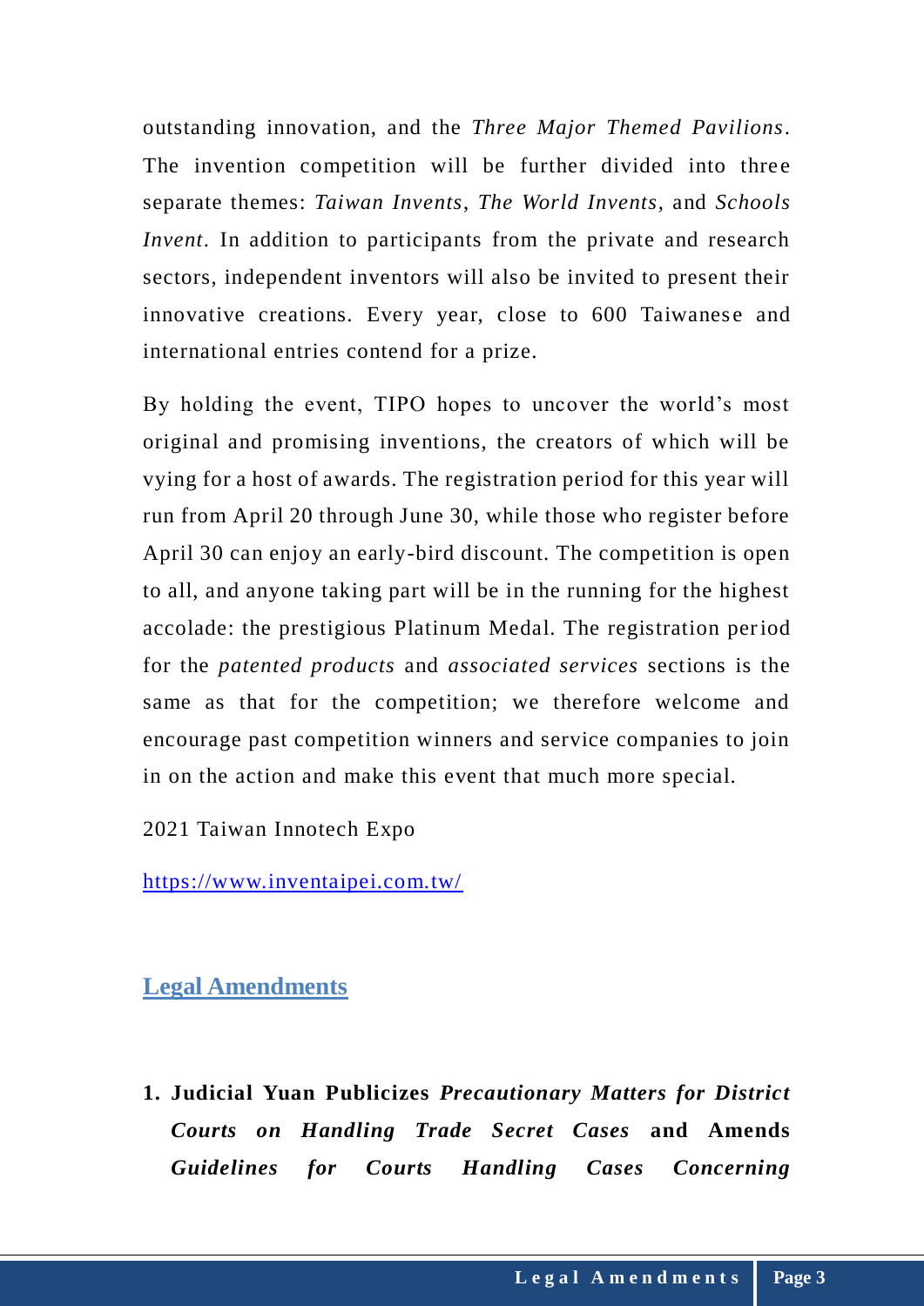outstanding innovation, and the *Three Major Themed Pavilions*. The invention competition will be further divided into three separate themes: *Taiwan Invents*, *The World Invents*, and *Schools Invent*. In addition to participants from the private and research sectors, independent inventors will also be invited to present their innovative creations. Every year, close to 600 Taiwanese and international entries contend for a prize.

By holding the event, TIPO hopes to uncover the world's most original and promising inventions, the creators of which will be vying for a host of awards. The registration period for this year will run from April 20 through June 30, while those who register before April 30 can enjoy an early-bird discount. The competition is open to all, and anyone taking part will be in the running for the highest accolade: the prestigious Platinum Medal. The registration period for the *patented products* and *associated services* sections is the same as that for the competition; we therefore welcome and encourage past competition winners and service companies to join in on the action and make this event that much more special.

2021 Taiwan Innotech Expo

https://www.inventaipei.com.tw/

## Legal Amendments

### 1. Judicial Yuan Publicizes *Precautionary Matters for District Courts on Handling Trade Secret Cases* and Amends *Guidelines for Courts Handling Cases Concerning*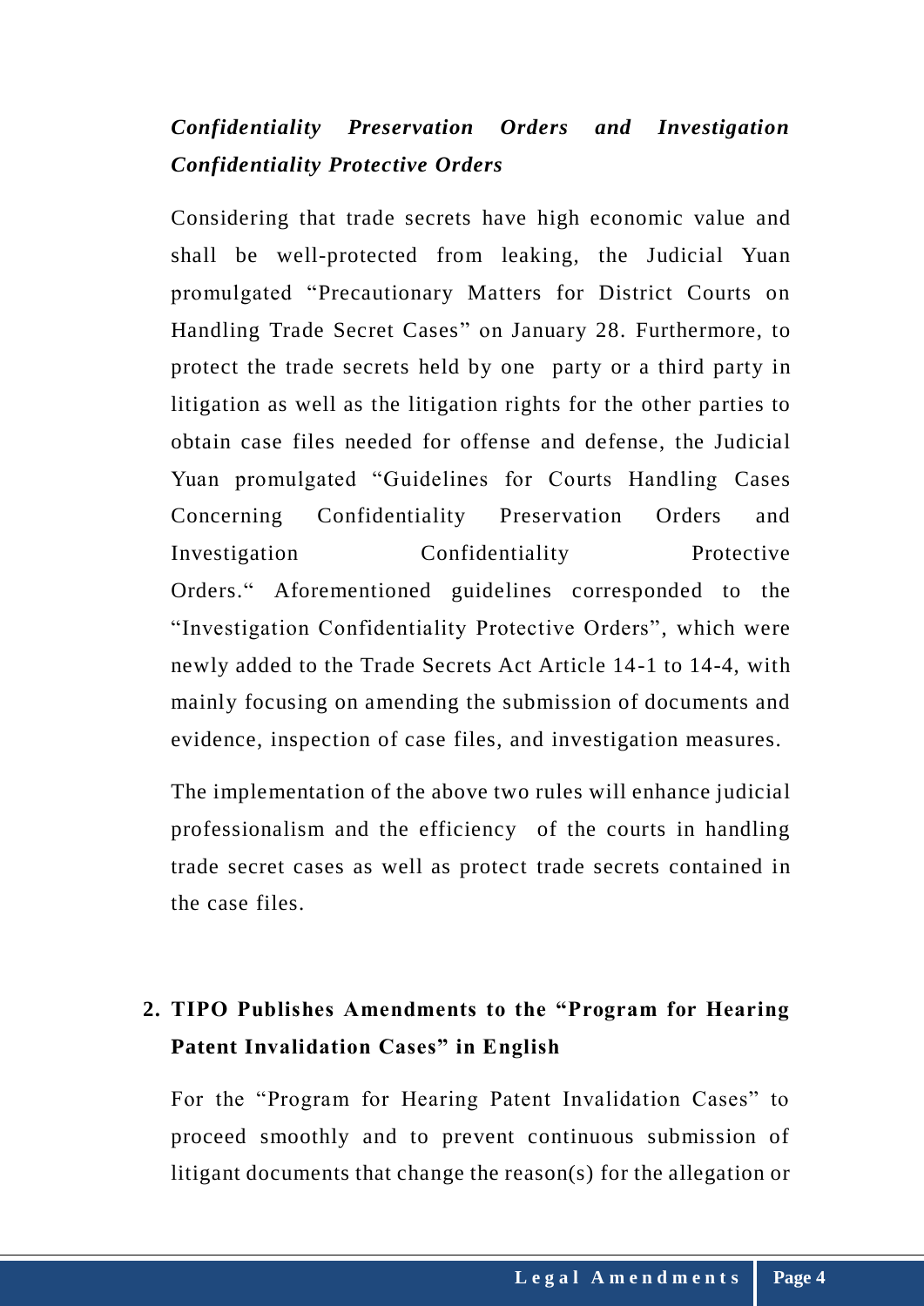***Confidentiality Preservation Orders and Investigation Confidentiality Protective Orders***

Considering that trade secrets have high economic value and shall be well-protected from leaking, the Judicial Yuan promulgated "Precautionary Matters for District Courts on Handling Trade Secret Cases" on January 28. Furthermore, to protect the trade secrets held by one party or a third party in litigation as well as the litigation rights for the other parties to obtain case files needed for offense and defense, the Judicial Yuan promulgated "Guidelines for Courts Handling Cases Concerning Confidentiality Preservation Orders and Investigation Confidentiality Protective Orders." Aforementioned guidelines corresponded to the "Investigation Confidentiality Protective Orders", which were newly added to the Trade Secrets Act Article 14-1 to 14-4, with mainly focusing on amending the submission of documents and evidence, inspection of case files, and investigation measures.

The implementation of the above two rules will enhance judicial professionalism and the efficiency of the courts in handling trade secret cases as well as protect trade secrets contained in the case files.

**2. TIPO Publishes Amendments to the "Program for Hearing Patent Invalidation Cases" in English**

For the "Program for Hearing Patent Invalidation Cases" to proceed smoothly and to prevent continuous submission of litigant documents that change the reason(s) for the allegation or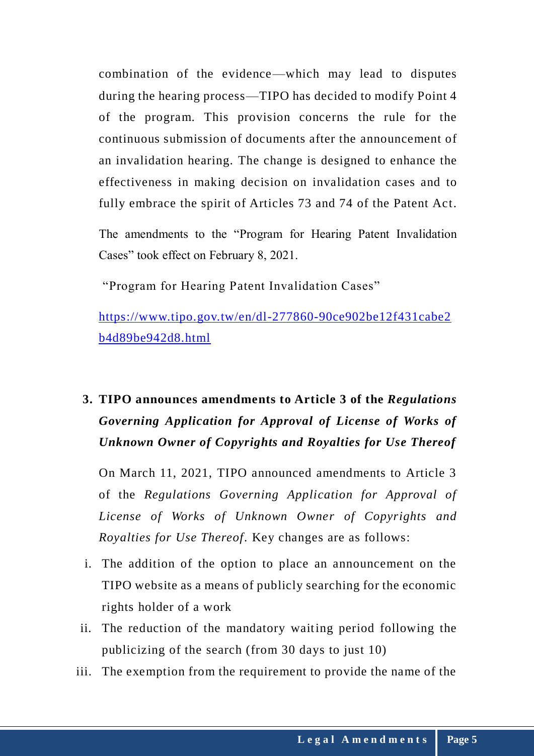combination of the evidence—which may lead to disputes during the hearing process—TIPO has decided to modify Point 4 of the program. This provision concerns the rule for the continuous submission of documents after the announcement of an invalidation hearing. The change is designed to enhance the effectiveness in making decision on invalidation cases and to fully embrace the spirit of Articles 73 and 74 of the Patent Act.

The amendments to the "Program for Hearing Patent Invalidation Cases" took effect on February 8, 2021.

"Program for Hearing Patent Invalidation Cases"

https://www.tipo.gov.tw/en/dl-277860-90ce902be12f431cabe2b4d89be942d8.html

### 3. TIPO announces amendments to Article 3 of the *Regulations Governing Application for Approval of License of Works of Unknown Owner of Copyrights and Royalties for Use Thereof*

On March 11, 2021, TIPO announced amendments to Article 3 of the *Regulations Governing Application for Approval of License of Works of Unknown Owner of Copyrights and Royalties for Use Thereof*. Key changes are as follows:

i. The addition of the option to place an announcement on the TIPO website as a means of publicly searching for the economic rights holder of a work

ii. The reduction of the mandatory waiting period following the publicizing of the search (from 30 days to just 10)

iii. The exemption from the requirement to provide the name of the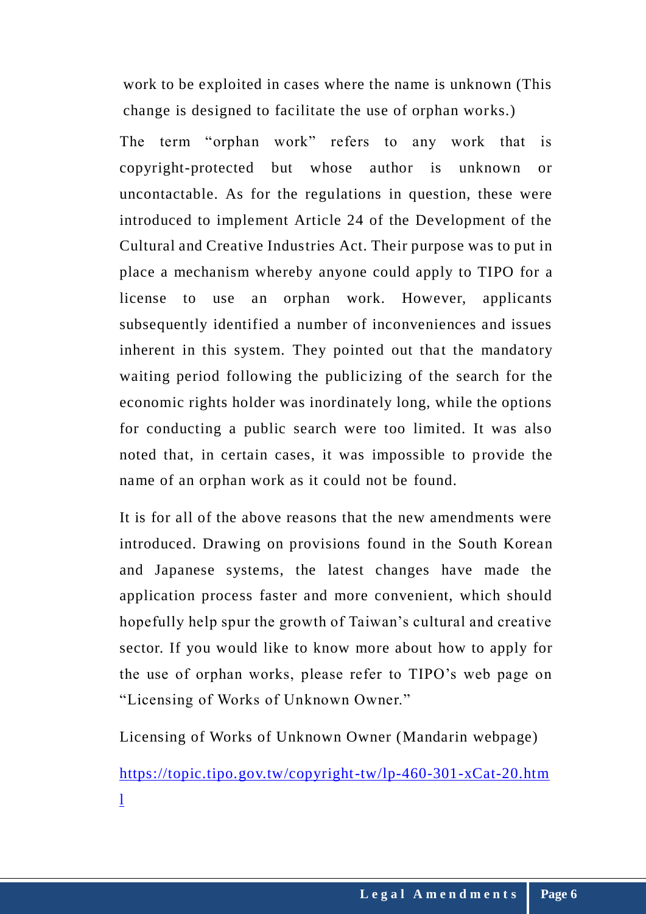work to be exploited in cases where the name is unknown (This change is designed to facilitate the use of orphan works.)

The term "orphan work" refers to any work that is copyright-protected but whose author is unknown or uncontactable. As for the regulations in question, these were introduced to implement Article 24 of the Development of the Cultural and Creative Industries Act. Their purpose was to put in place a mechanism whereby anyone could apply to TIPO for a license to use an orphan work. However, applicants subsequently identified a number of inconveniences and issues inherent in this system. They pointed out that the mandatory waiting period following the publicizing of the search for the economic rights holder was inordinately long, while the options for conducting a public search were too limited. It was also noted that, in certain cases, it was impossible to provide the name of an orphan work as it could not be found.

It is for all of the above reasons that the new amendments were introduced. Drawing on provisions found in the South Korean and Japanese systems, the latest changes have made the application process faster and more convenient, which should hopefully help spur the growth of Taiwan's cultural and creative sector. If you would like to know more about how to apply for the use of orphan works, please refer to TIPO's web page on "Licensing of Works of Unknown Owner."

Licensing of Works of Unknown Owner (Mandarin webpage)

https://topic.tipo.gov.tw/copyright-tw/lp-460-301-xCat-20.html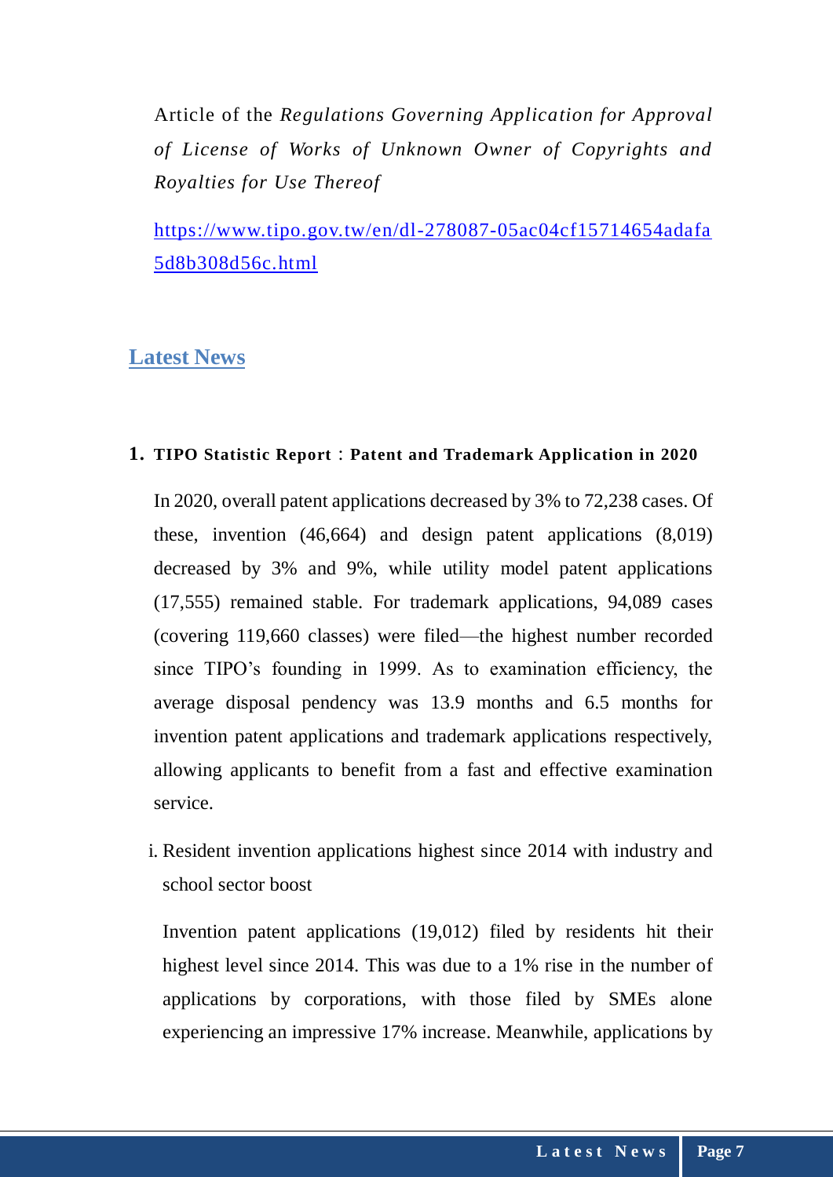Article of the *Regulations Governing Application for Approval of License of Works of Unknown Owner of Copyrights and Royalties for Use Thereof*

https://www.tipo.gov.tw/en/dl-278087-05ac04cf15714654adafa5d8b308d56c.html

## Latest News

### 1. TIPO Statistic Report：Patent and Trademark Application in 2020

In 2020, overall patent applications decreased by 3% to 72,238 cases. Of these, invention (46,664) and design patent applications (8,019) decreased by 3% and 9%, while utility model patent applications (17,555) remained stable. For trademark applications, 94,089 cases (covering 119,660 classes) were filed—the highest number recorded since TIPO's founding in 1999. As to examination efficiency, the average disposal pendency was 13.9 months and 6.5 months for invention patent applications and trademark applications respectively, allowing applicants to benefit from a fast and effective examination service.

i. Resident invention applications highest since 2014 with industry and school sector boost

Invention patent applications (19,012) filed by residents hit their highest level since 2014. This was due to a 1% rise in the number of applications by corporations, with those filed by SMEs alone experiencing an impressive 17% increase. Meanwhile, applications by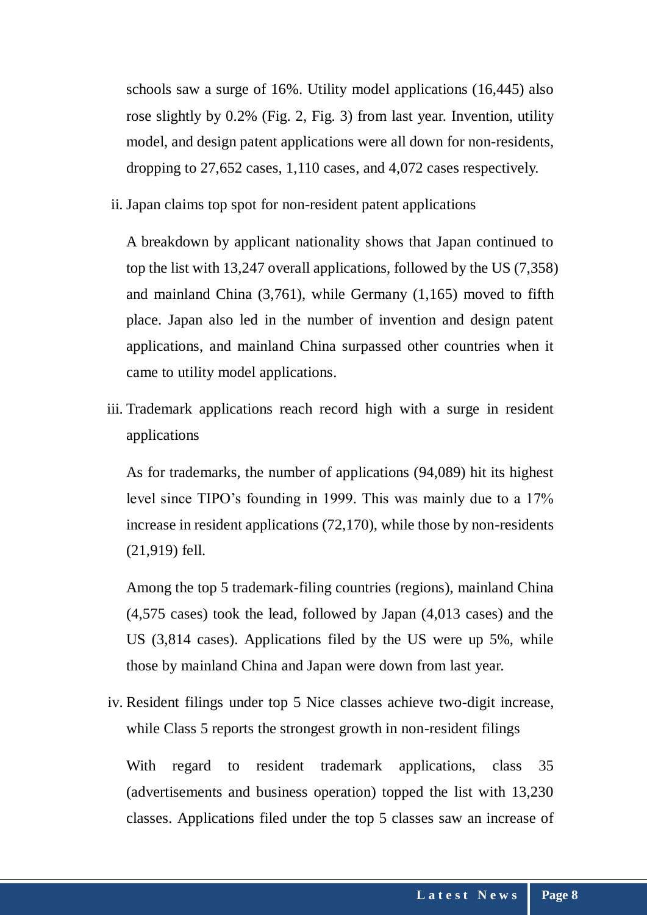schools saw a surge of 16%. Utility model applications (16,445) also rose slightly by 0.2% (Fig. 2, Fig. 3) from last year. Invention, utility model, and design patent applications were all down for non-residents, dropping to 27,652 cases, 1,110 cases, and 4,072 cases respectively.

ii. Japan claims top spot for non-resident patent applications

A breakdown by applicant nationality shows that Japan continued to top the list with 13,247 overall applications, followed by the US (7,358) and mainland China (3,761), while Germany (1,165) moved to fifth place. Japan also led in the number of invention and design patent applications, and mainland China surpassed other countries when it came to utility model applications.

iii. Trademark applications reach record high with a surge in resident applications

As for trademarks, the number of applications (94,089) hit its highest level since TIPO's founding in 1999. This was mainly due to a 17% increase in resident applications (72,170), while those by non-residents (21,919) fell.

Among the top 5 trademark-filing countries (regions), mainland China (4,575 cases) took the lead, followed by Japan (4,013 cases) and the US (3,814 cases). Applications filed by the US were up 5%, while those by mainland China and Japan were down from last year.

iv. Resident filings under top 5 Nice classes achieve two-digit increase, while Class 5 reports the strongest growth in non-resident filings

With regard to resident trademark applications, class 35 (advertisements and business operation) topped the list with 13,230 classes. Applications filed under the top 5 classes saw an increase of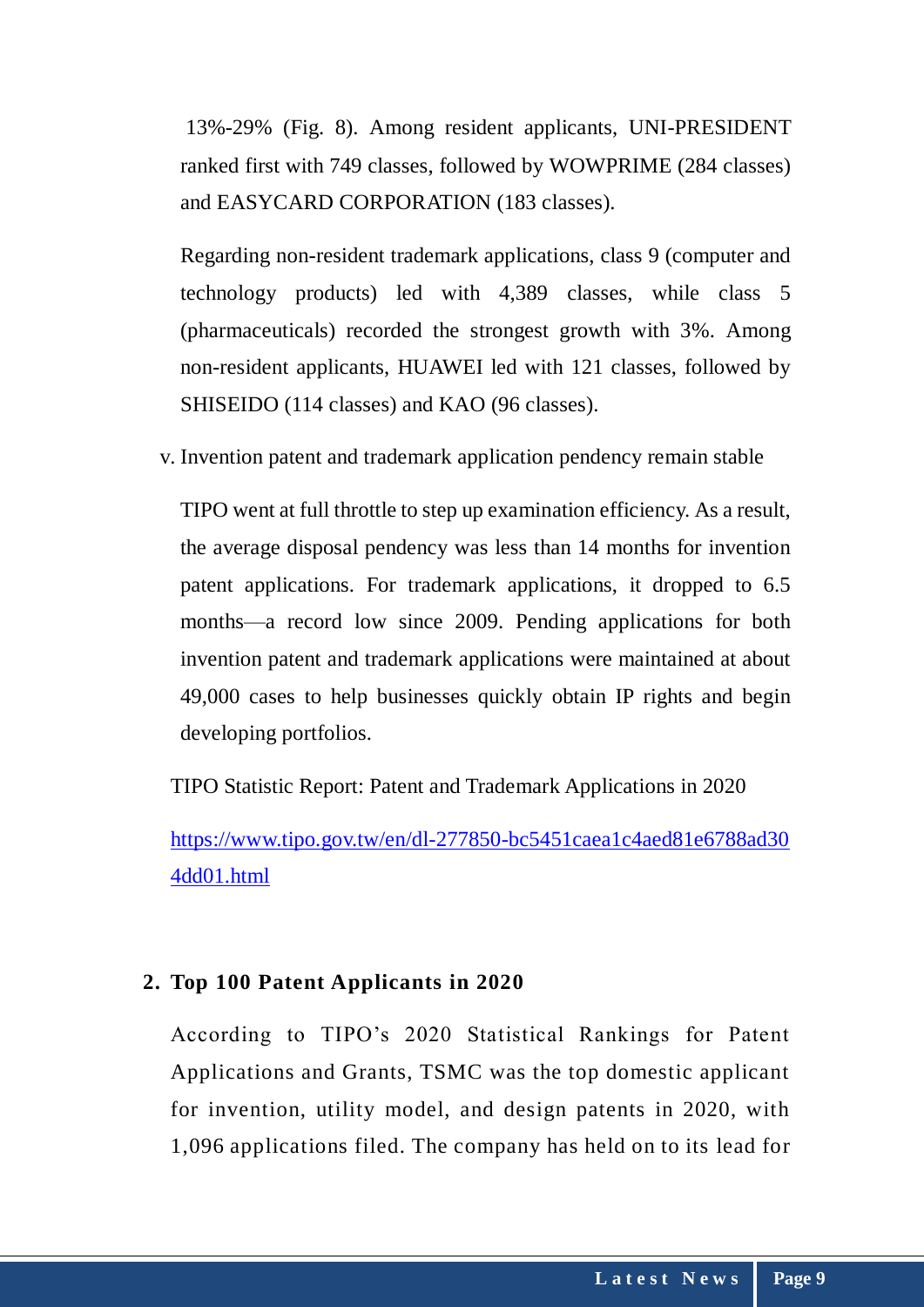13%-29% (Fig. 8). Among resident applicants, UNI-PRESIDENT ranked first with 749 classes, followed by WOWPRIME (284 classes) and EASYCARD CORPORATION (183 classes).

Regarding non-resident trademark applications, class 9 (computer and technology products) led with 4,389 classes, while class 5 (pharmaceuticals) recorded the strongest growth with 3%. Among non-resident applicants, HUAWEI led with 121 classes, followed by SHISEIDO (114 classes) and KAO (96 classes).

v. Invention patent and trademark application pendency remain stable

TIPO went at full throttle to step up examination efficiency. As a result, the average disposal pendency was less than 14 months for invention patent applications. For trademark applications, it dropped to 6.5 months—a record low since 2009. Pending applications for both invention patent and trademark applications were maintained at about 49,000 cases to help businesses quickly obtain IP rights and begin developing portfolios.

TIPO Statistic Report: Patent and Trademark Applications in 2020

https://www.tipo.gov.tw/en/dl-277850-bc5451caea1c4aed81e6788ad304dd01.html

## 2. Top 100 Patent Applicants in 2020

According to TIPO's 2020 Statistical Rankings for Patent Applications and Grants, TSMC was the top domestic applicant for invention, utility model, and design patents in 2020, with 1,096 applications filed. The company has held on to its lead for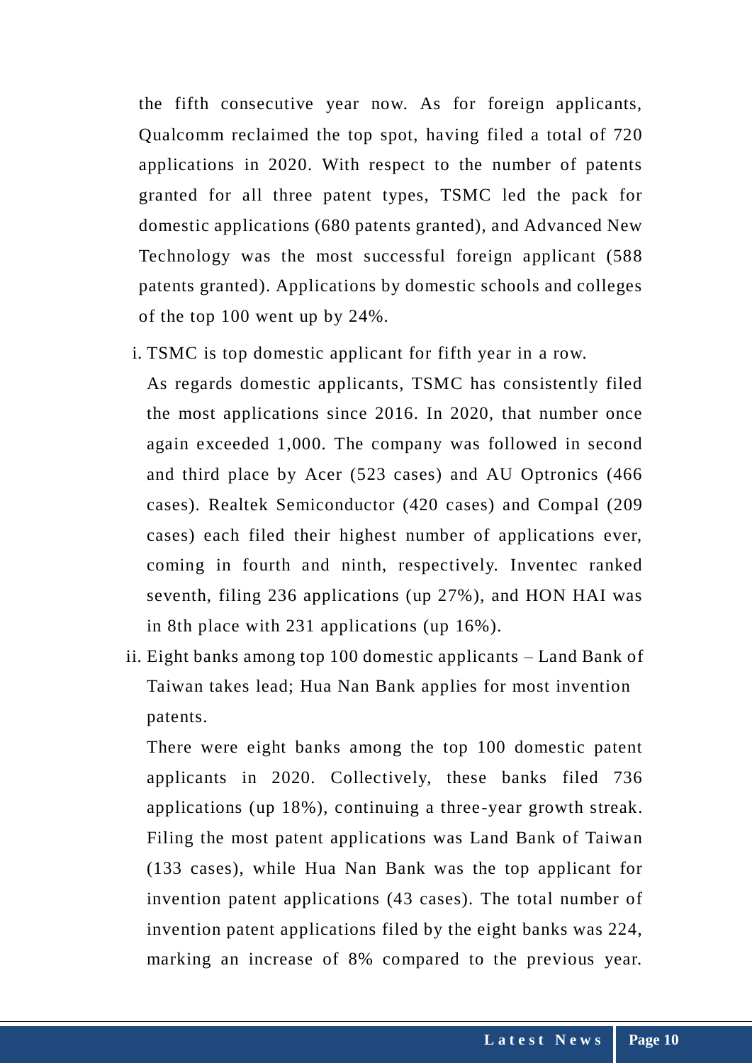the fifth consecutive year now. As for foreign applicants, Qualcomm reclaimed the top spot, having filed a total of 720 applications in 2020. With respect to the number of patents granted for all three patent types, TSMC led the pack for domestic applications (680 patents granted), and Advanced New Technology was the most successful foreign applicant (588 patents granted). Applications by domestic schools and colleges of the top 100 went up by 24%.

i. TSMC is top domestic applicant for fifth year in a row.

As regards domestic applicants, TSMC has consistently filed the most applications since 2016. In 2020, that number once again exceeded 1,000. The company was followed in second and third place by Acer (523 cases) and AU Optronics (466 cases). Realtek Semiconductor (420 cases) and Compal (209 cases) each filed their highest number of applications ever, coming in fourth and ninth, respectively. Inventec ranked seventh, filing 236 applications (up 27%), and HON HAI was in 8th place with 231 applications (up 16%).

ii. Eight banks among top 100 domestic applicants – Land Bank of Taiwan takes lead; Hua Nan Bank applies for most invention patents.

There were eight banks among the top 100 domestic patent applicants in 2020. Collectively, these banks filed 736 applications (up 18%), continuing a three-year growth streak. Filing the most patent applications was Land Bank of Taiwan (133 cases), while Hua Nan Bank was the top applicant for invention patent applications (43 cases). The total number of invention patent applications filed by the eight banks was 224, marking an increase of 8% compared to the previous year.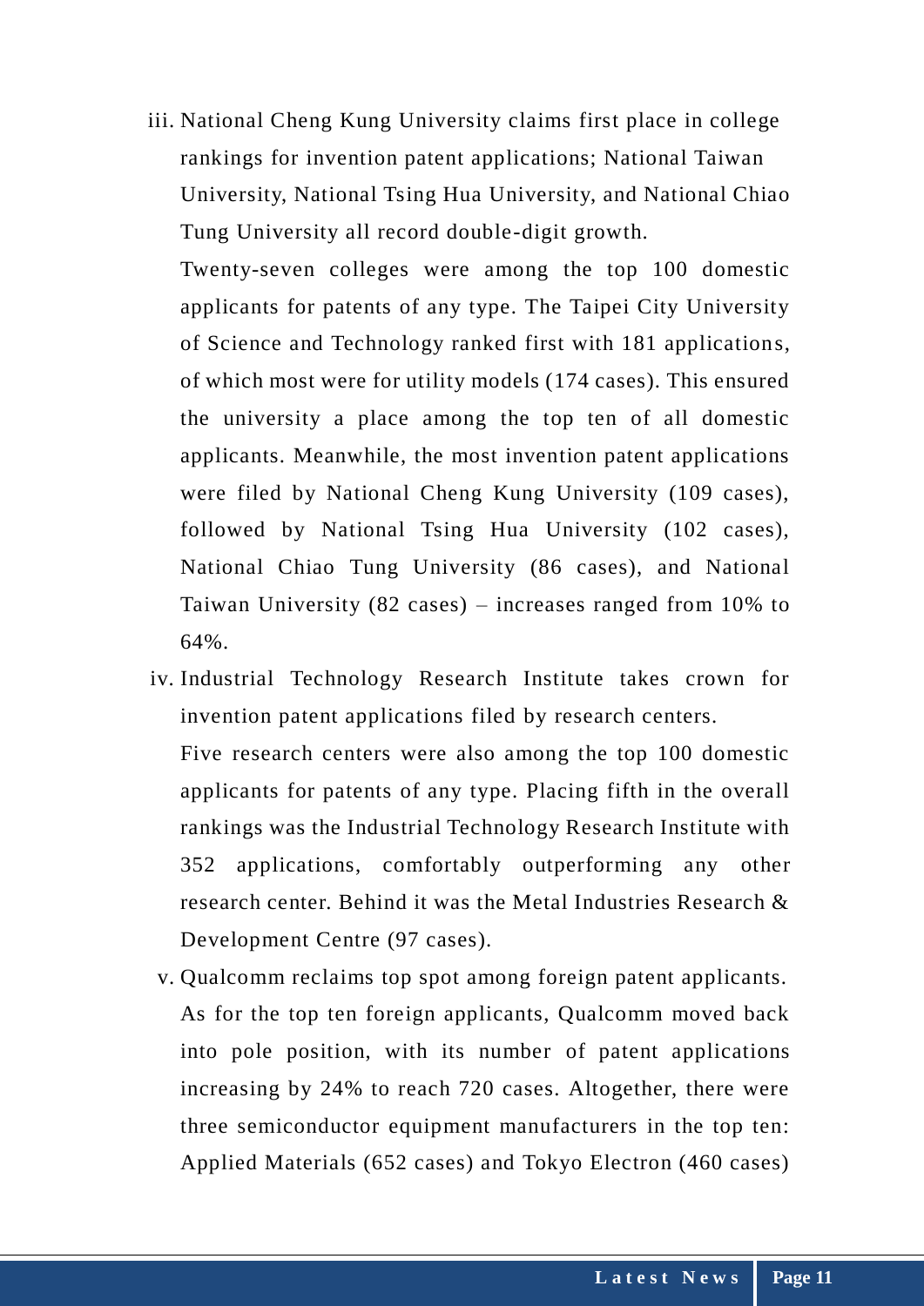iii. National Cheng Kung University claims first place in college rankings for invention patent applications; National Taiwan University, National Tsing Hua University, and National Chiao Tung University all record double-digit growth.

   Twenty-seven colleges were among the top 100 domestic applicants for patents of any type. The Taipei City University of Science and Technology ranked first with 181 applications, of which most were for utility models (174 cases). This ensured the university a place among the top ten of all domestic applicants. Meanwhile, the most invention patent applications were filed by National Cheng Kung University (109 cases), followed by National Tsing Hua University (102 cases), National Chiao Tung University (86 cases), and National Taiwan University (82 cases) – increases ranged from 10% to 64%.

iv. Industrial Technology Research Institute takes crown for invention patent applications filed by research centers.

   Five research centers were also among the top 100 domestic applicants for patents of any type. Placing fifth in the overall rankings was the Industrial Technology Research Institute with 352 applications, comfortably outperforming any other research center. Behind it was the Metal Industries Research & Development Centre (97 cases).

v. Qualcomm reclaims top spot among foreign patent applicants.

   As for the top ten foreign applicants, Qualcomm moved back into pole position, with its number of patent applications increasing by 24% to reach 720 cases. Altogether, there were three semiconductor equipment manufacturers in the top ten: Applied Materials (652 cases) and Tokyo Electron (460 cases)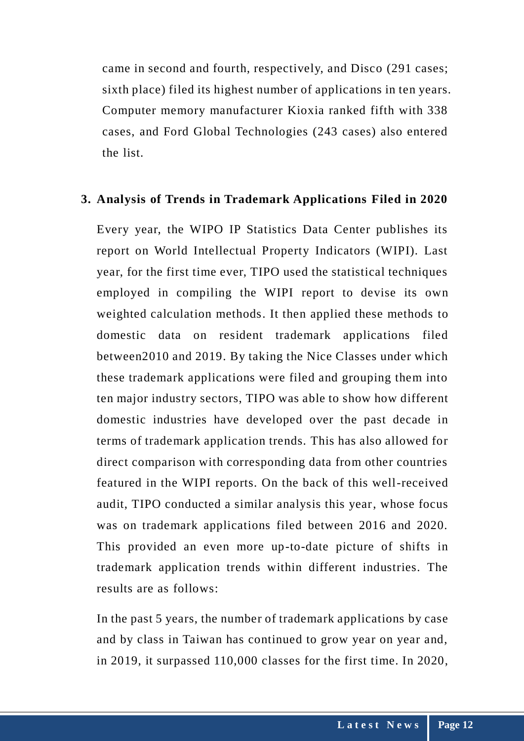came in second and fourth, respectively, and Disco (291 cases; sixth place) filed its highest number of applications in ten years. Computer memory manufacturer Kioxia ranked fifth with 338 cases, and Ford Global Technologies (243 cases) also entered the list.

### 3. Analysis of Trends in Trademark Applications Filed in 2020

Every year, the WIPO IP Statistics Data Center publishes its report on World Intellectual Property Indicators (WIPI). Last year, for the first time ever, TIPO used the statistical techniques employed in compiling the WIPI report to devise its own weighted calculation methods. It then applied these methods to domestic data on resident trademark applications filed between2010 and 2019. By taking the Nice Classes under which these trademark applications were filed and grouping them into ten major industry sectors, TIPO was able to show how different domestic industries have developed over the past decade in terms of trademark application trends. This has also allowed for direct comparison with corresponding data from other countries featured in the WIPI reports. On the back of this well-received audit, TIPO conducted a similar analysis this year, whose focus was on trademark applications filed between 2016 and 2020. This provided an even more up-to-date picture of shifts in trademark application trends within different industries. The results are as follows:

In the past 5 years, the number of trademark applications by case and by class in Taiwan has continued to grow year on year and, in 2019, it surpassed 110,000 classes for the first time. In 2020,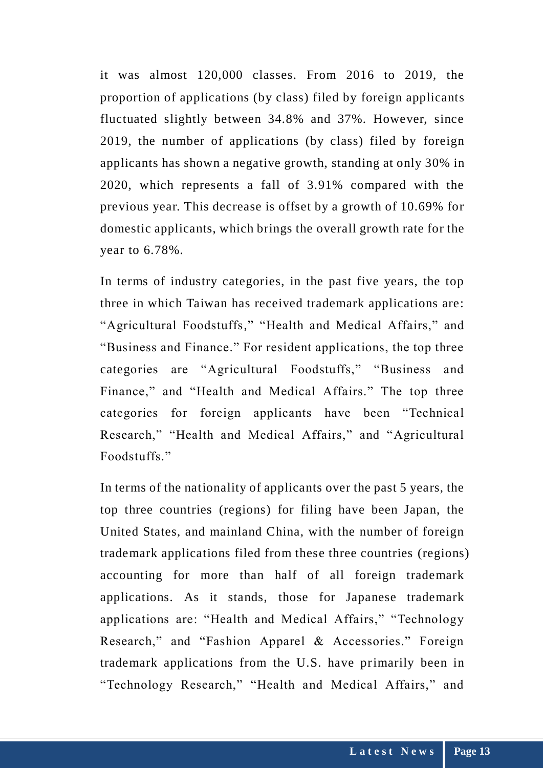it was almost 120,000 classes. From 2016 to 2019, the proportion of applications (by class) filed by foreign applicants fluctuated slightly between 34.8% and 37%. However, since 2019, the number of applications (by class) filed by foreign applicants has shown a negative growth, standing at only 30% in 2020, which represents a fall of 3.91% compared with the previous year. This decrease is offset by a growth of 10.69% for domestic applicants, which brings the overall growth rate for the year to 6.78%.

In terms of industry categories, in the past five years, the top three in which Taiwan has received trademark applications are: "Agricultural Foodstuffs," "Health and Medical Affairs," and "Business and Finance." For resident applications, the top three categories are "Agricultural Foodstuffs," "Business and Finance," and "Health and Medical Affairs." The top three categories for foreign applicants have been "Technical Research," "Health and Medical Affairs," and "Agricultural Foodstuffs."

In terms of the nationality of applicants over the past 5 years, the top three countries (regions) for filing have been Japan, the United States, and mainland China, with the number of foreign trademark applications filed from these three countries (regions) accounting for more than half of all foreign trademark applications. As it stands, those for Japanese trademark applications are: "Health and Medical Affairs," "Technology Research," and "Fashion Apparel & Accessories." Foreign trademark applications from the U.S. have primarily been in "Technology Research," "Health and Medical Affairs," and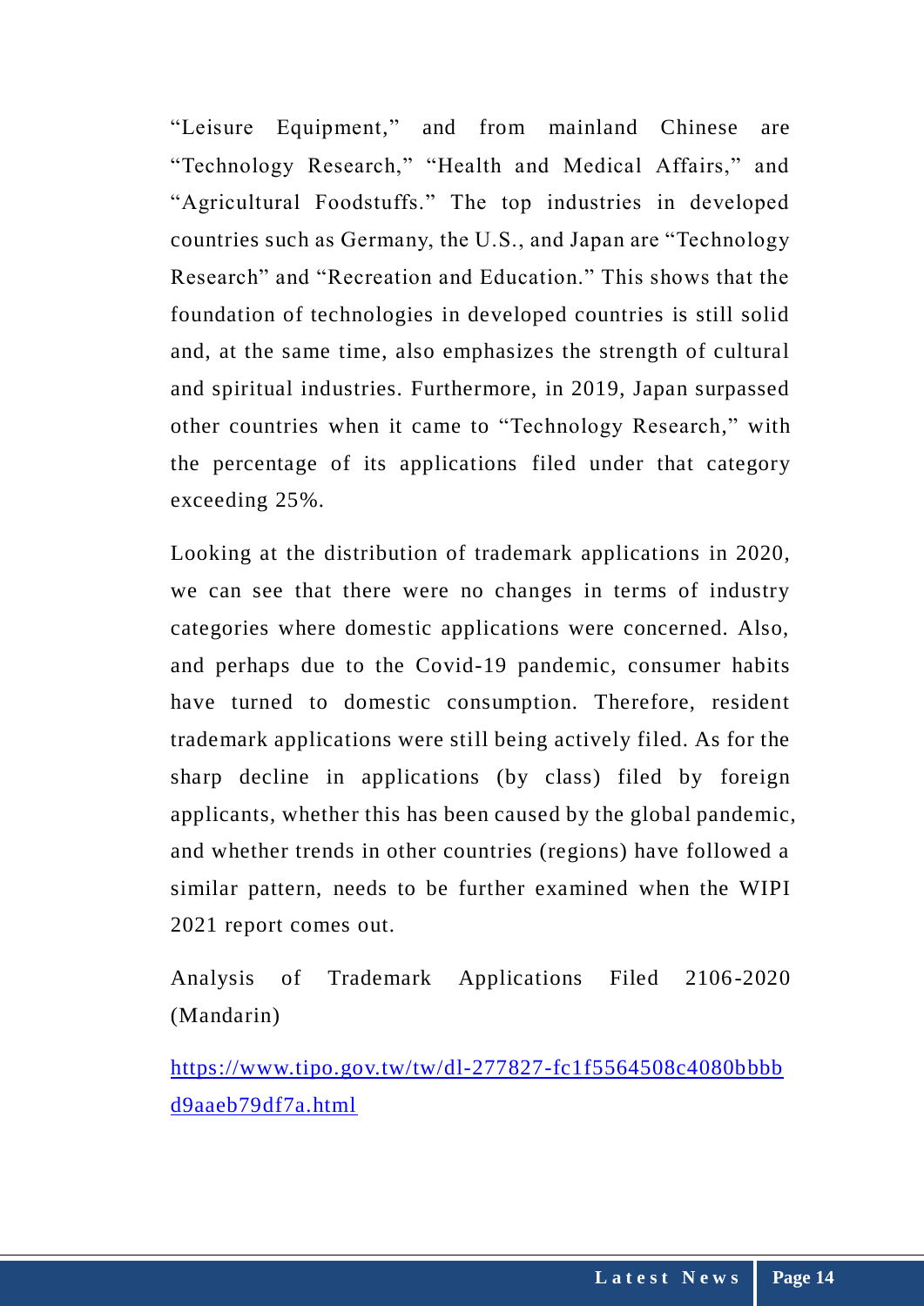"Leisure Equipment," and from mainland Chinese are "Technology Research," "Health and Medical Affairs," and "Agricultural Foodstuffs." The top industries in developed countries such as Germany, the U.S., and Japan are "Technology Research" and "Recreation and Education." This shows that the foundation of technologies in developed countries is still solid and, at the same time, also emphasizes the strength of cultural and spiritual industries. Furthermore, in 2019, Japan surpassed other countries when it came to "Technology Research," with the percentage of its applications filed under that category exceeding 25%.

Looking at the distribution of trademark applications in 2020, we can see that there were no changes in terms of industry categories where domestic applications were concerned. Also, and perhaps due to the Covid-19 pandemic, consumer habits have turned to domestic consumption. Therefore, resident trademark applications were still being actively filed. As for the sharp decline in applications (by class) filed by foreign applicants, whether this has been caused by the global pandemic, and whether trends in other countries (regions) have followed a similar pattern, needs to be further examined when the WIPI 2021 report comes out.

Analysis of Trademark Applications Filed 2106-2020 (Mandarin)

[https://www.tipo.gov.tw/tw/dl-277827-fc1f5564508c4080bbbbd9aaeb79df7a.html](https://www.tipo.gov.tw/tw/dl-277827-fc1f5564508c4080bbbbd9aaeb79df7a.html)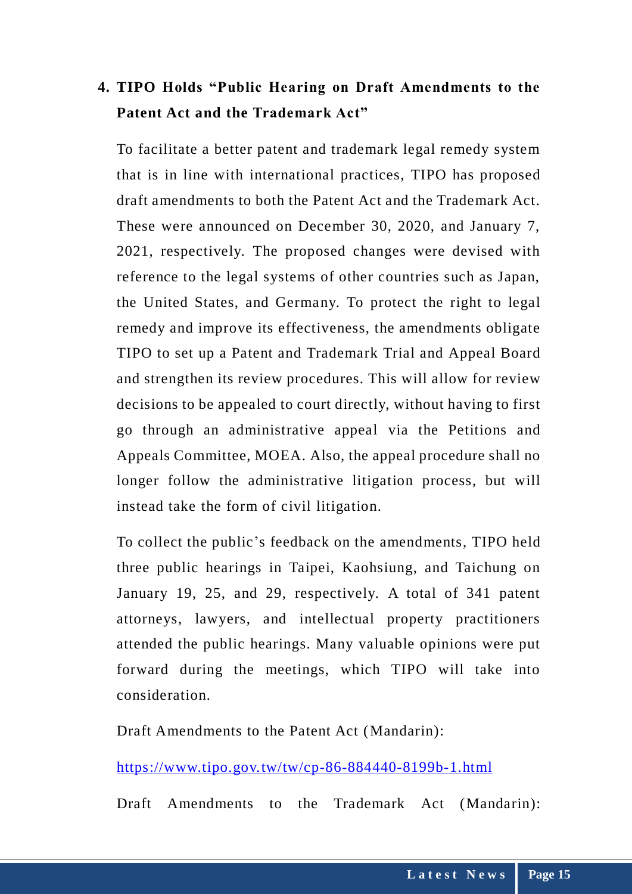### 4. TIPO Holds "Public Hearing on Draft Amendments to the Patent Act and the Trademark Act"

To facilitate a better patent and trademark legal remedy system that is in line with international practices, TIPO has proposed draft amendments to both the Patent Act and the Trademark Act. These were announced on December 30, 2020, and January 7, 2021, respectively. The proposed changes were devised with reference to the legal systems of other countries such as Japan, the United States, and Germany. To protect the right to legal remedy and improve its effectiveness, the amendments obligate TIPO to set up a Patent and Trademark Trial and Appeal Board and strengthen its review procedures. This will allow for review decisions to be appealed to court directly, without having to first go through an administrative appeal via the Petitions and Appeals Committee, MOEA. Also, the appeal procedure shall no longer follow the administrative litigation process, but will instead take the form of civil litigation.

To collect the public's feedback on the amendments, TIPO held three public hearings in Taipei, Kaohsiung, and Taichung on January 19, 25, and 29, respectively. A total of 341 patent attorneys, lawyers, and intellectual property practitioners attended the public hearings. Many valuable opinions were put forward during the meetings, which TIPO will take into consideration.

Draft Amendments to the Patent Act (Mandarin):

https://www.tipo.gov.tw/tw/cp-86-884440-8199b-1.html

Draft Amendments to the Trademark Act (Mandarin):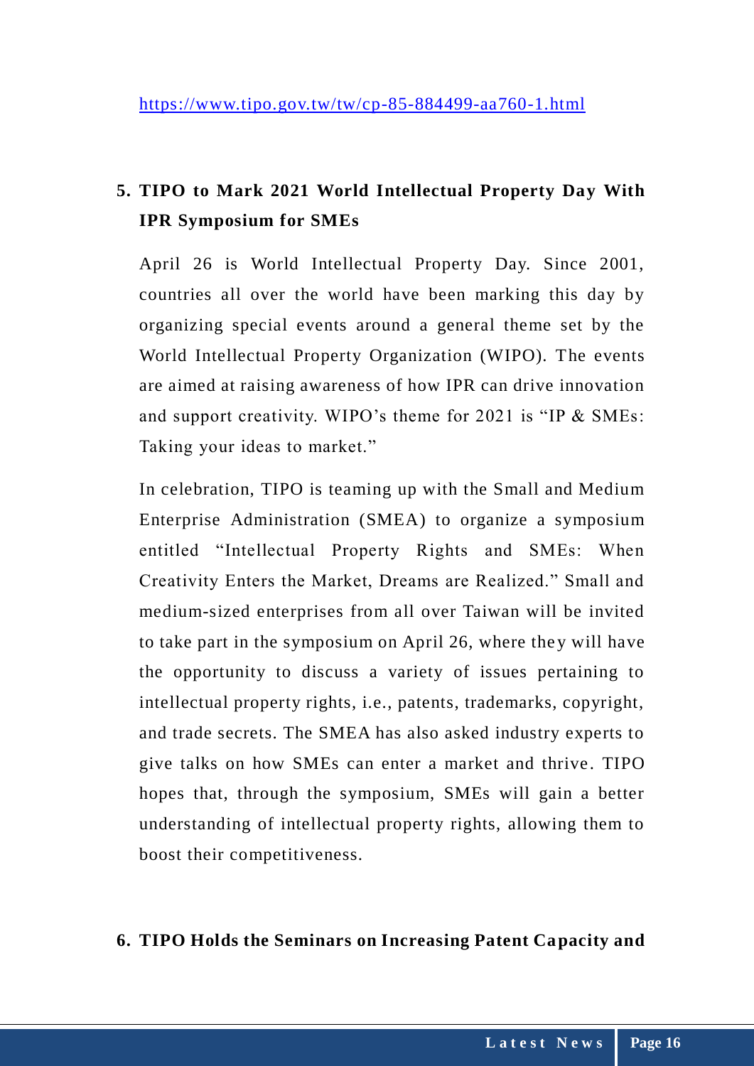https://www.tipo.gov.tw/tw/cp-85-884499-aa760-1.html

## 5. TIPO to Mark 2021 World Intellectual Property Day With IPR Symposium for SMEs

April 26 is World Intellectual Property Day. Since 2001, countries all over the world have been marking this day by organizing special events around a general theme set by the World Intellectual Property Organization (WIPO). The events are aimed at raising awareness of how IPR can drive innovation and support creativity. WIPO's theme for 2021 is "IP & SMEs: Taking your ideas to market."

In celebration, TIPO is teaming up with the Small and Medium Enterprise Administration (SMEA) to organize a symposium entitled "Intellectual Property Rights and SMEs: When Creativity Enters the Market, Dreams are Realized." Small and medium-sized enterprises from all over Taiwan will be invited to take part in the symposium on April 26, where they will have the opportunity to discuss a variety of issues pertaining to intellectual property rights, i.e., patents, trademarks, copyright, and trade secrets. The SMEA has also asked industry experts to give talks on how SMEs can enter a market and thrive. TIPO hopes that, through the symposium, SMEs will gain a better understanding of intellectual property rights, allowing them to boost their competitiveness.

## 6. TIPO Holds the Seminars on Increasing Patent Capacity and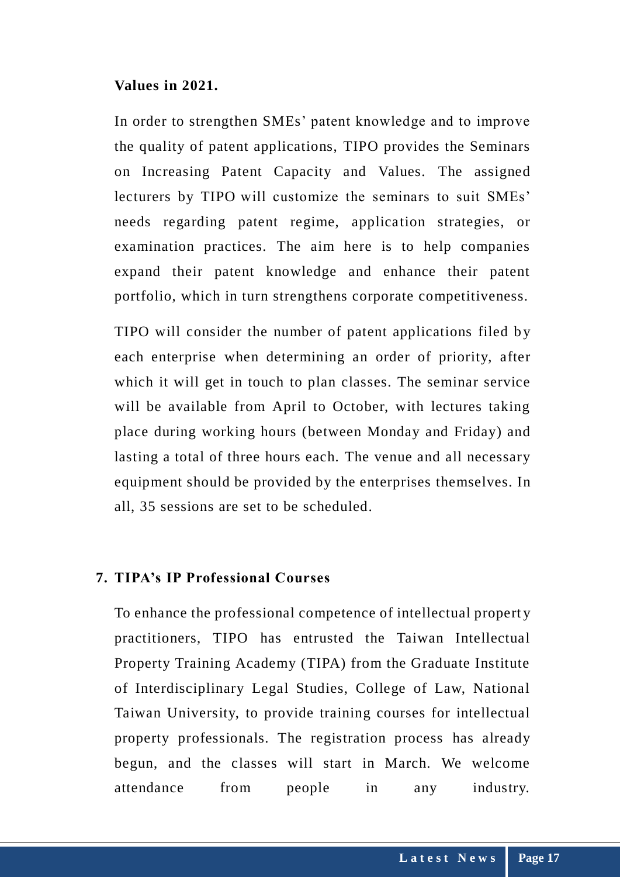**Values in 2021.**

In order to strengthen SMEs' patent knowledge and to improve the quality of patent applications, TIPO provides the Seminars on Increasing Patent Capacity and Values. The assigned lecturers by TIPO will customize the seminars to suit SMEs' needs regarding patent regime, application strategies, or examination practices. The aim here is to help companies expand their patent knowledge and enhance their patent portfolio, which in turn strengthens corporate competitiveness.

TIPO will consider the number of patent applications filed by each enterprise when determining an order of priority, after which it will get in touch to plan classes. The seminar service will be available from April to October, with lectures taking place during working hours (between Monday and Friday) and lasting a total of three hours each. The venue and all necessary equipment should be provided by the enterprises themselves. In all, 35 sessions are set to be scheduled.

### 7. TIPA's IP Professional Courses

To enhance the professional competence of intellectual property practitioners, TIPO has entrusted the Taiwan Intellectual Property Training Academy (TIPA) from the Graduate Institute of Interdisciplinary Legal Studies, College of Law, National Taiwan University, to provide training courses for intellectual property professionals. The registration process has already begun, and the classes will start in March. We welcome attendance from people in any industry.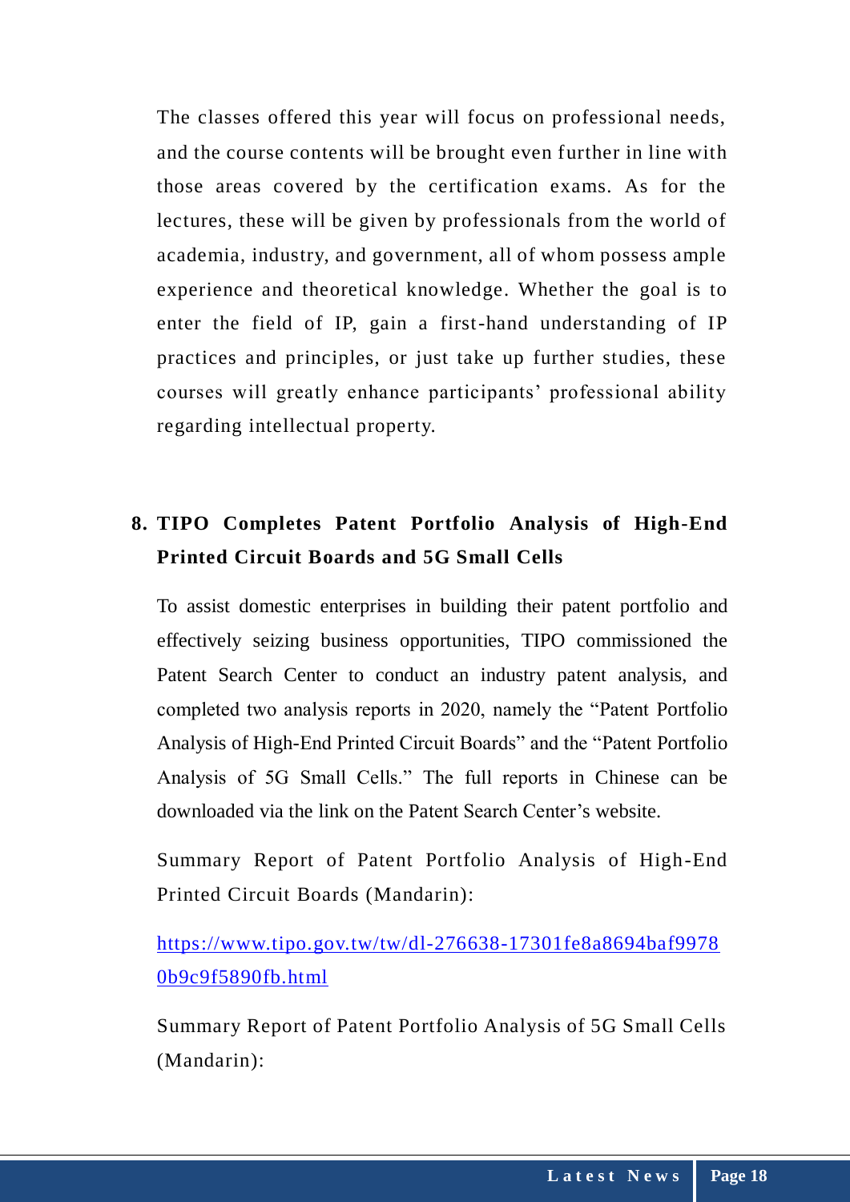The classes offered this year will focus on professional needs, and the course contents will be brought even further in line with those areas covered by the certification exams. As for the lectures, these will be given by professionals from the world of academia, industry, and government, all of whom possess ample experience and theoretical knowledge. Whether the goal is to enter the field of IP, gain a first-hand understanding of IP practices and principles, or just take up further studies, these courses will greatly enhance participants' professional ability regarding intellectual property.

## 8. TIPO Completes Patent Portfolio Analysis of High-End Printed Circuit Boards and 5G Small Cells

To assist domestic enterprises in building their patent portfolio and effectively seizing business opportunities, TIPO commissioned the Patent Search Center to conduct an industry patent analysis, and completed two analysis reports in 2020, namely the "Patent Portfolio Analysis of High-End Printed Circuit Boards" and the "Patent Portfolio Analysis of 5G Small Cells." The full reports in Chinese can be downloaded via the link on the Patent Search Center's website.

Summary Report of Patent Portfolio Analysis of High-End Printed Circuit Boards (Mandarin):

https://www.tipo.gov.tw/tw/dl-276638-17301fe8a8694baf99780b9c9f5890fb.html

Summary Report of Patent Portfolio Analysis of 5G Small Cells (Mandarin):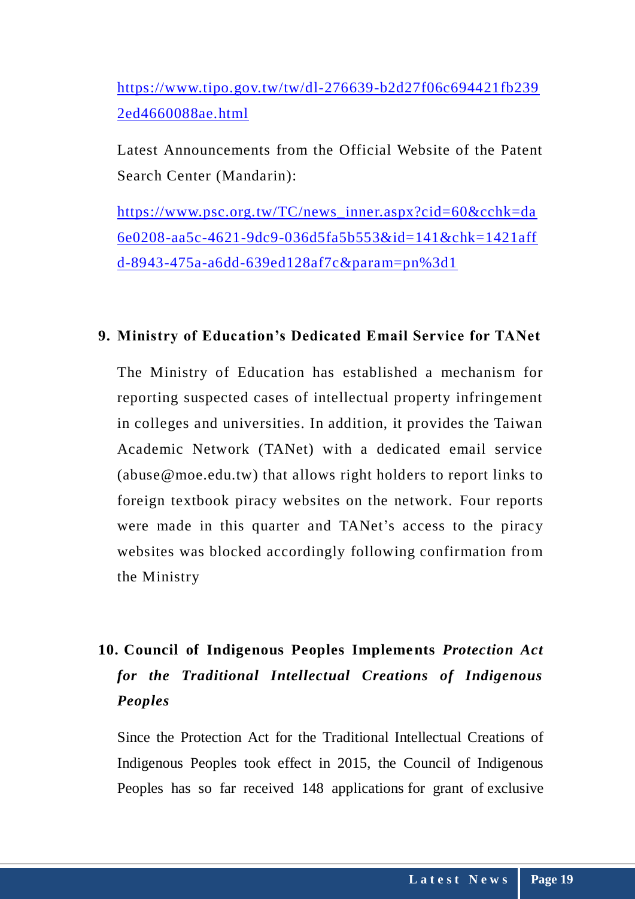https://www.tipo.gov.tw/tw/dl-276639-b2d27f06c694421fb2392ed4660088ae.html

Latest Announcements from the Official Website of the Patent Search Center (Mandarin):

https://www.psc.org.tw/TC/news_inner.aspx?cid=60&cchk=da6e0208-aa5c-4621-9dc9-036d5fa5b553&id=141&chk=1421affd-8943-475a-a6dd-639ed128af7c&param=pn%3d1

## 9. Ministry of Education's Dedicated Email Service for TANet

The Ministry of Education has established a mechanism for reporting suspected cases of intellectual property infringement in colleges and universities. In addition, it provides the Taiwan Academic Network (TANet) with a dedicated email service (abuse@moe.edu.tw) that allows right holders to report links to foreign textbook piracy websites on the network. Four reports were made in this quarter and TANet's access to the piracy websites was blocked accordingly following confirmation from the Ministry

## 10. Council of Indigenous Peoples Implements *Protection Act for the Traditional Intellectual Creations of Indigenous Peoples*

Since the Protection Act for the Traditional Intellectual Creations of Indigenous Peoples took effect in 2015, the Council of Indigenous Peoples has so far received 148 applications for grant of exclusive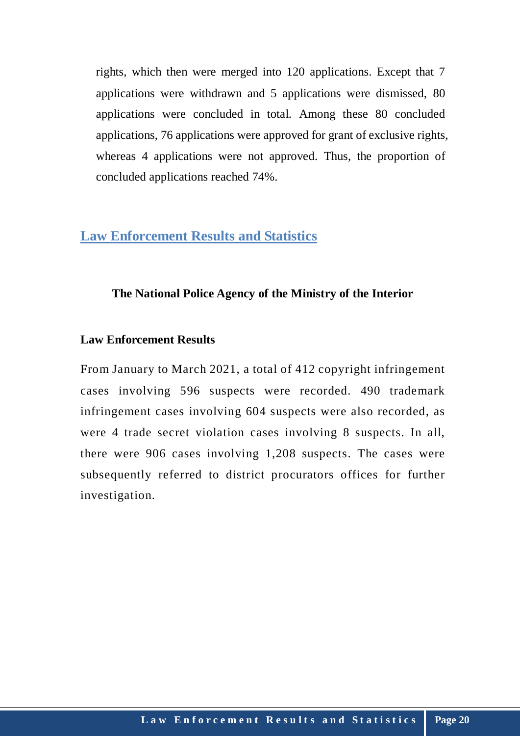rights, which then were merged into 120 applications. Except that 7 applications were withdrawn and 5 applications were dismissed, 80 applications were concluded in total. Among these 80 concluded applications, 76 applications were approved for grant of exclusive rights, whereas 4 applications were not approved. Thus, the proportion of concluded applications reached 74%.

## Law Enforcement Results and Statistics

### The National Police Agency of the Ministry of the Interior

**Law Enforcement Results**

From January to March 2021, a total of 412 copyright infringement cases involving 596 suspects were recorded. 490 trademark infringement cases involving 604 suspects were also recorded, as were 4 trade secret violation cases involving 8 suspects. In all, there were 906 cases involving 1,208 suspects. The cases were subsequently referred to district procurators offices for further investigation.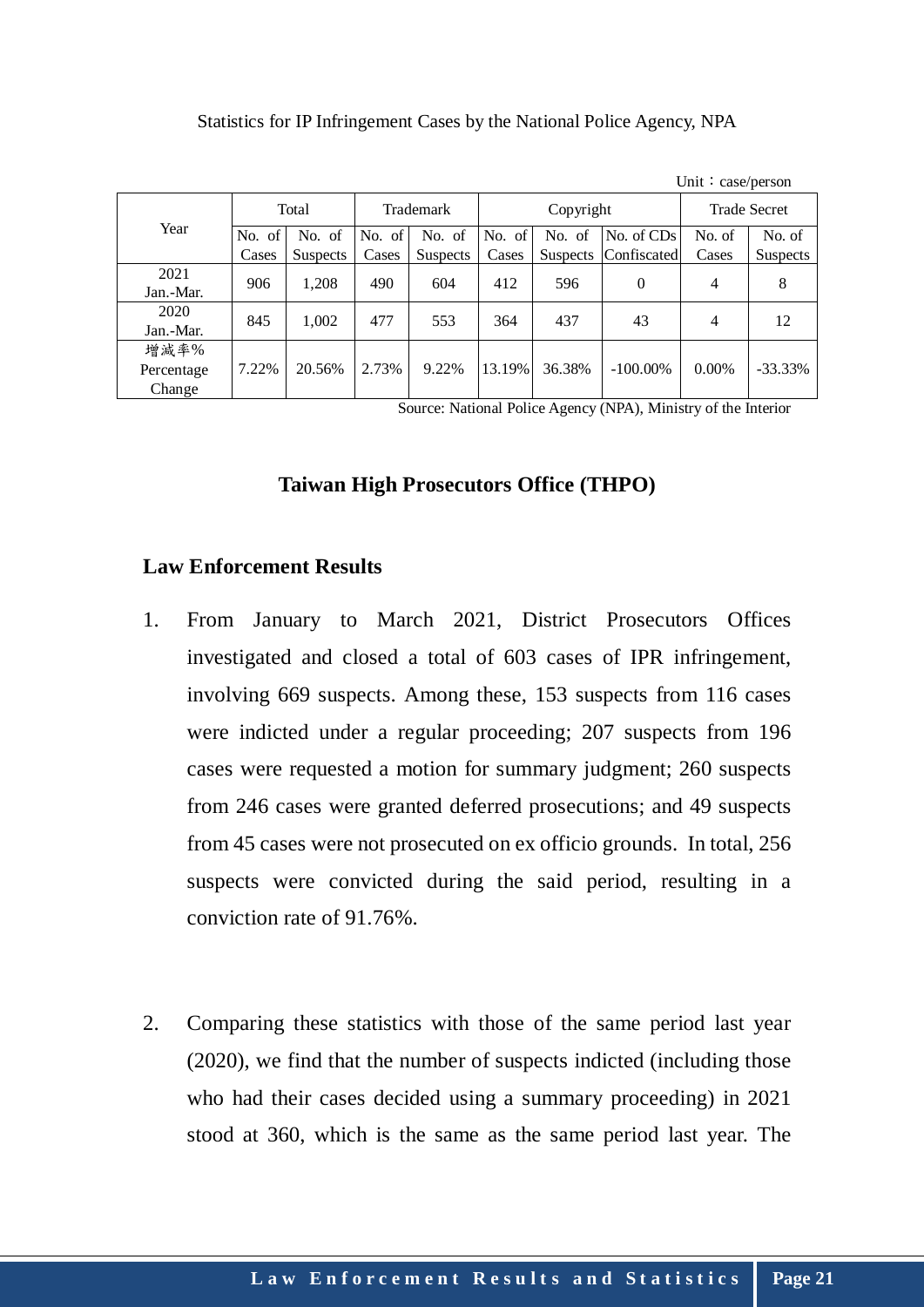Statistics for IP Infringement Cases by the National Police Agency, NPA

Unit：case/person

| Year | Total | | Trademark | | Copyright | | | Trade Secret | |
|---|---|---|---|---|---|---|---|---|---|
| | No. of Cases | No. of Suspects | No. of Cases | No. of Suspects | No. of Cases | No. of Suspects | No. of CDs Confiscated | No. of Cases | No. of Suspects |
| 2021 Jan.-Mar. | 906 | 1,208 | 490 | 604 | 412 | 596 | 0 | 4 | 8 |
| 2020 Jan.-Mar. | 845 | 1,002 | 477 | 553 | 364 | 437 | 43 | 4 | 12 |
| 增減率% Percentage Change | 7.22% | 20.56% | 2.73% | 9.22% | 13.19% | 36.38% | -100.00% | 0.00% | -33.33% |

Source: National Police Agency (NPA), Ministry of the Interior

## Taiwan High Prosecutors Office (THPO)

### Law Enforcement Results

1. From January to March 2021, District Prosecutors Offices investigated and closed a total of 603 cases of IPR infringement, involving 669 suspects. Among these, 153 suspects from 116 cases were indicted under a regular proceeding; 207 suspects from 196 cases were requested a motion for summary judgment; 260 suspects from 246 cases were granted deferred prosecutions; and 49 suspects from 45 cases were not prosecuted on ex officio grounds. In total, 256 suspects were convicted during the said period, resulting in a conviction rate of 91.76%.

2. Comparing these statistics with those of the same period last year (2020), we find that the number of suspects indicted (including those who had their cases decided using a summary proceeding) in 2021 stood at 360, which is the same as the same period last year. The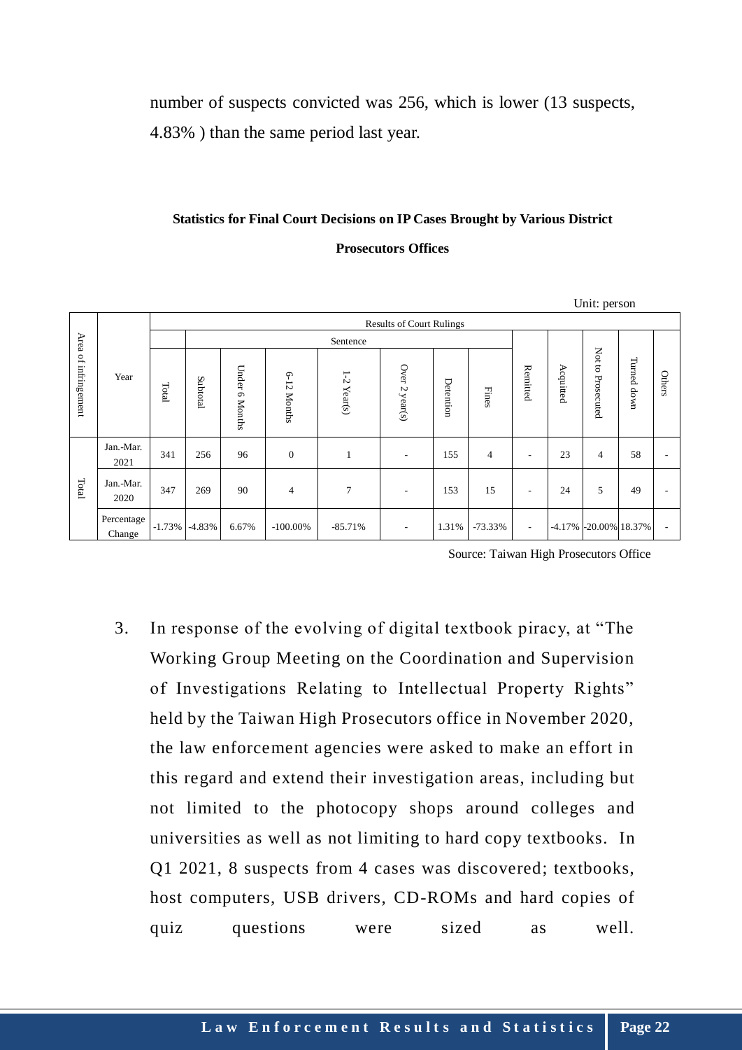number of suspects convicted was 256, which is lower (13 suspects, 4.83% ) than the same period last year.

**Statistics for Final Court Decisions on IP Cases Brought by Various District Prosecutors Offices**

Unit: person

| Area of infringement | Year | Results of Court Rulings | | | | | | | | | | | | |
|---|---|---|---|---|---|---|---|---|---|---|---|---|---|---|
| | | | Sentence | | | | | | | | | | | |
| | | Total | Subtotal | Under 6 Months | 6-12 Months | 1-2 Year(s) | Over 2 year(s) | Detention | Fines | Remitted | Acquitted | Not to Prosecuted | Turned down | Others |
| Total | Jan.-Mar. 2021 | 341 | 256 | 96 | 0 | 1 | - | 155 | 4 | - | 23 | 4 | 58 | - |
| | Jan.-Mar. 2020 | 347 | 269 | 90 | 4 | 7 | - | 153 | 15 | - | 24 | 5 | 49 | - |
| | Percentage Change | -1.73% | -4.83% | 6.67% | -100.00% | -85.71% | - | 1.31% | -73.33% | - | -4.17% | -20.00% | 18.37% | - |

Source: Taiwan High Prosecutors Office

3. In response of the evolving of digital textbook piracy, at "The Working Group Meeting on the Coordination and Supervision of Investigations Relating to Intellectual Property Rights" held by the Taiwan High Prosecutors office in November 2020, the law enforcement agencies were asked to make an effort in this regard and extend their investigation areas, including but not limited to the photocopy shops around colleges and universities as well as not limiting to hard copy textbooks. In Q1 2021, 8 suspects from 4 cases was discovered; textbooks, host computers, USB drivers, CD-ROMs and hard copies of quiz questions were sized as well.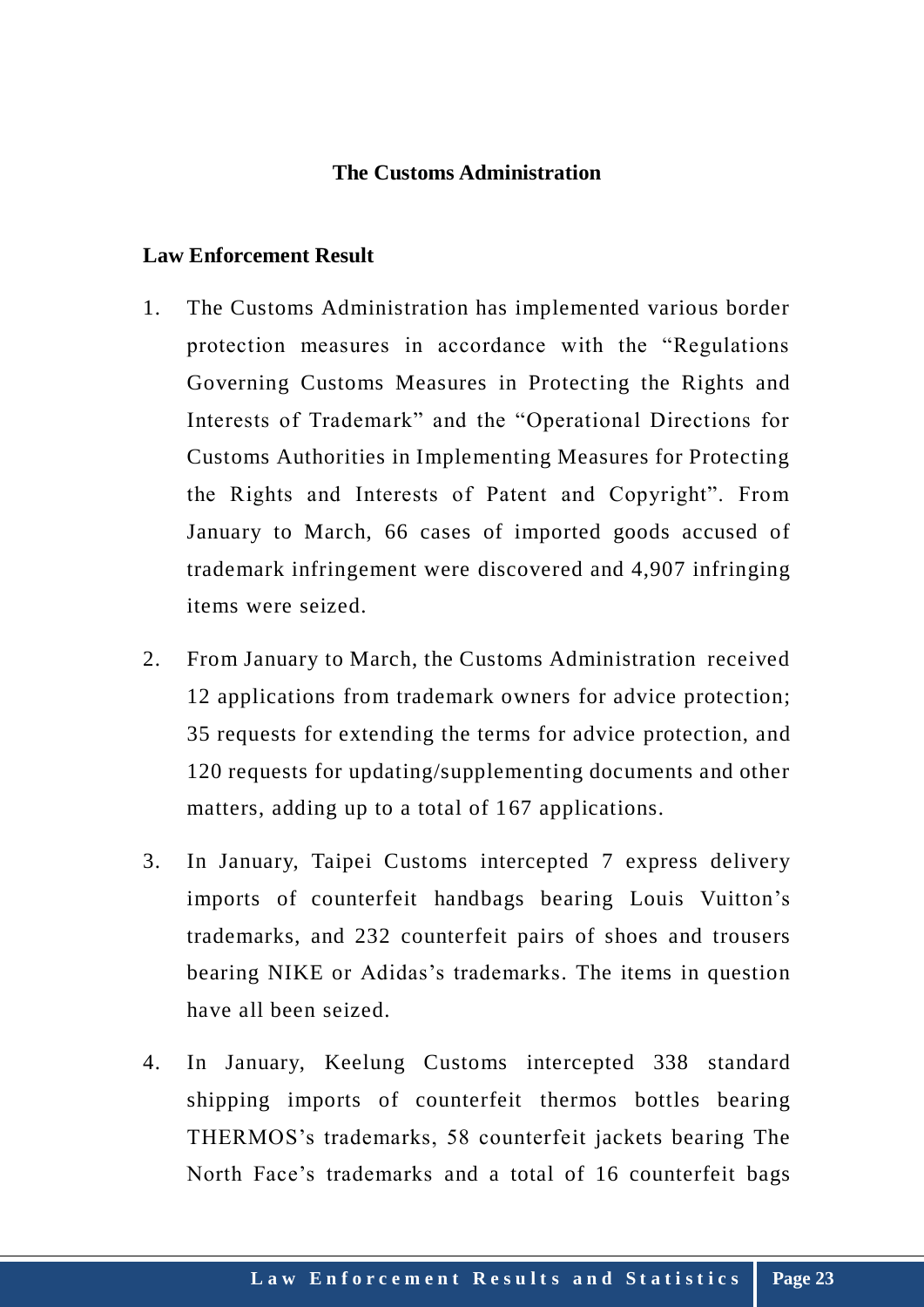## The Customs Administration

### Law Enforcement Result

1. The Customs Administration has implemented various border protection measures in accordance with the "Regulations Governing Customs Measures in Protecting the Rights and Interests of Trademark" and the "Operational Directions for Customs Authorities in Implementing Measures for Protecting the Rights and Interests of Patent and Copyright". From January to March, 66 cases of imported goods accused of trademark infringement were discovered and 4,907 infringing items were seized.

2. From January to March, the Customs Administration received 12 applications from trademark owners for advice protection; 35 requests for extending the terms for advice protection, and 120 requests for updating/supplementing documents and other matters, adding up to a total of 167 applications.

3. In January, Taipei Customs intercepted 7 express delivery imports of counterfeit handbags bearing Louis Vuitton's trademarks, and 232 counterfeit pairs of shoes and trousers bearing NIKE or Adidas's trademarks. The items in question have all been seized.

4. In January, Keelung Customs intercepted 338 standard shipping imports of counterfeit thermos bottles bearing THERMOS's trademarks, 58 counterfeit jackets bearing The North Face's trademarks and a total of 16 counterfeit bags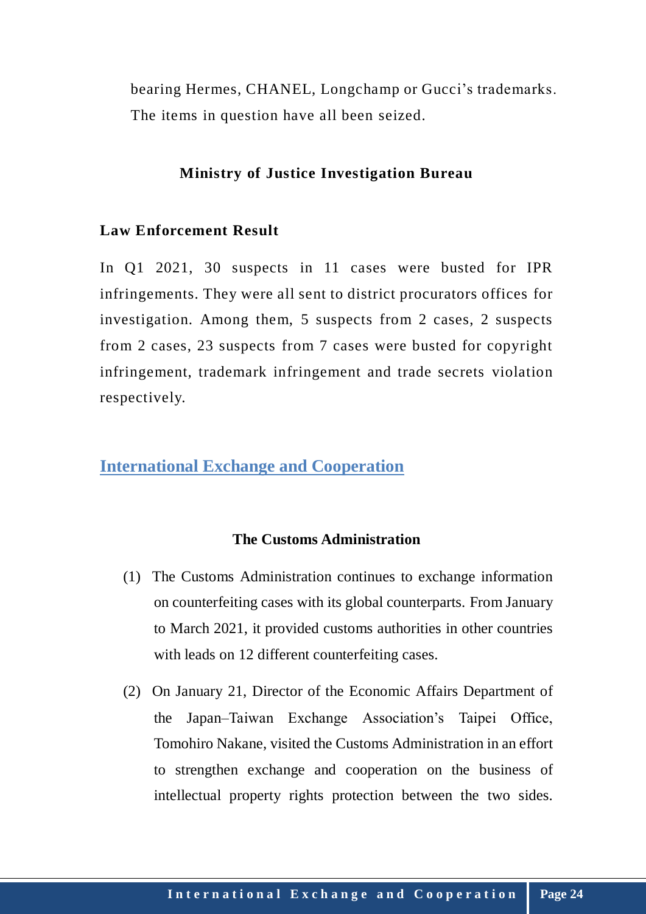bearing Hermes, CHANEL, Longchamp or Gucci's trademarks. The items in question have all been seized.

### Ministry of Justice Investigation Bureau

**Law Enforcement Result**

In Q1 2021, 30 suspects in 11 cases were busted for IPR infringements. They were all sent to district procurators offices for investigation. Among them, 5 suspects from 2 cases, 2 suspects from 2 cases, 23 suspects from 7 cases were busted for copyright infringement, trademark infringement and trade secrets violation respectively.

## International Exchange and Cooperation

### The Customs Administration

(1) The Customs Administration continues to exchange information on counterfeiting cases with its global counterparts. From January to March 2021, it provided customs authorities in other countries with leads on 12 different counterfeiting cases.

(2) On January 21, Director of the Economic Affairs Department of the Japan–Taiwan Exchange Association's Taipei Office, Tomohiro Nakane, visited the Customs Administration in an effort to strengthen exchange and cooperation on the business of intellectual property rights protection between the two sides.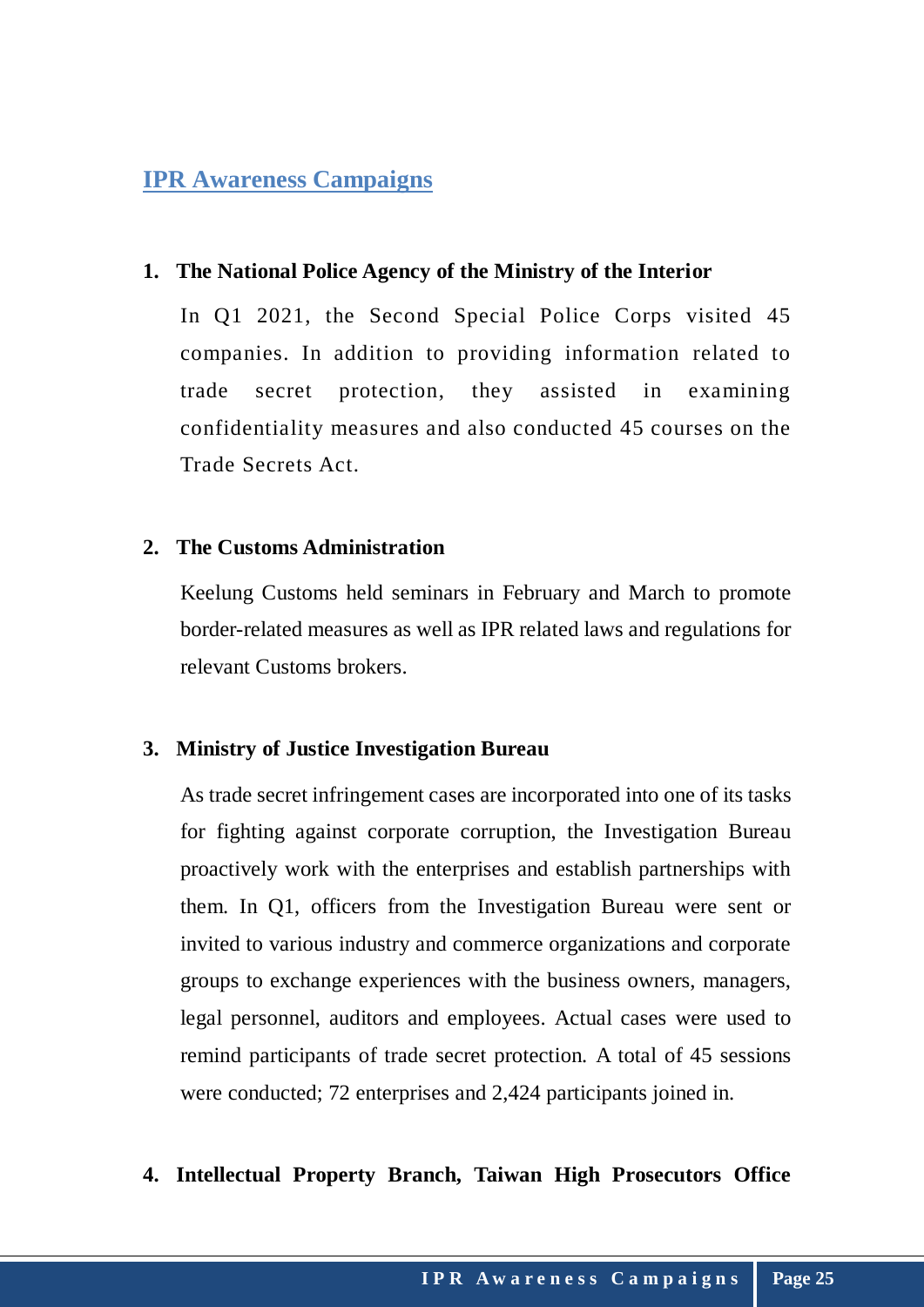## IPR Awareness Campaigns

**1. The National Police Agency of the Ministry of the Interior**

In Q1 2021, the Second Special Police Corps visited 45 companies. In addition to providing information related to trade secret protection, they assisted in examining confidentiality measures and also conducted 45 courses on the Trade Secrets Act.

**2. The Customs Administration**

Keelung Customs held seminars in February and March to promote border-related measures as well as IPR related laws and regulations for relevant Customs brokers.

**3. Ministry of Justice Investigation Bureau**

As trade secret infringement cases are incorporated into one of its tasks for fighting against corporate corruption, the Investigation Bureau proactively work with the enterprises and establish partnerships with them. In Q1, officers from the Investigation Bureau were sent or invited to various industry and commerce organizations and corporate groups to exchange experiences with the business owners, managers, legal personnel, auditors and employees. Actual cases were used to remind participants of trade secret protection. A total of 45 sessions were conducted; 72 enterprises and 2,424 participants joined in.

**4. Intellectual Property Branch, Taiwan High Prosecutors Office**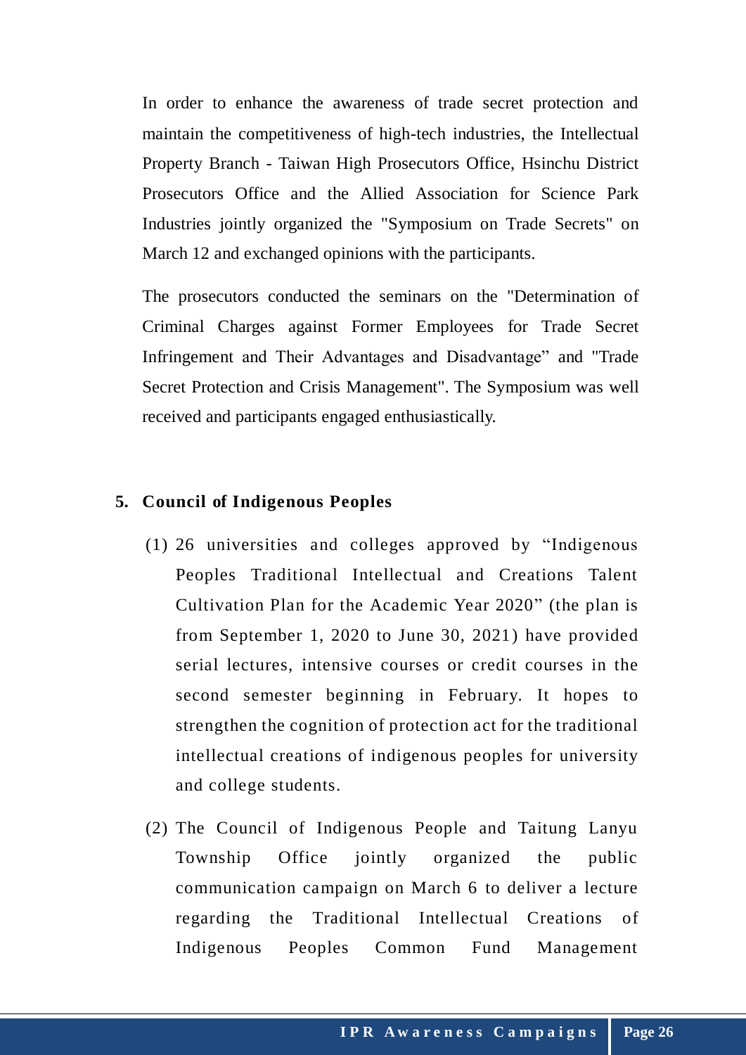In order to enhance the awareness of trade secret protection and maintain the competitiveness of high-tech industries, the Intellectual Property Branch - Taiwan High Prosecutors Office, Hsinchu District Prosecutors Office and the Allied Association for Science Park Industries jointly organized the "Symposium on Trade Secrets" on March 12 and exchanged opinions with the participants.

The prosecutors conducted the seminars on the "Determination of Criminal Charges against Former Employees for Trade Secret Infringement and Their Advantages and Disadvantage" and "Trade Secret Protection and Crisis Management". The Symposium was well received and participants engaged enthusiastically.

## 5. Council of Indigenous Peoples

(1) 26 universities and colleges approved by "Indigenous Peoples Traditional Intellectual and Creations Talent Cultivation Plan for the Academic Year 2020" (the plan is from September 1, 2020 to June 30, 2021) have provided serial lectures, intensive courses or credit courses in the second semester beginning in February. It hopes to strengthen the cognition of protection act for the traditional intellectual creations of indigenous peoples for university and college students.

(2) The Council of Indigenous People and Taitung Lanyu Township Office jointly organized the public communication campaign on March 6 to deliver a lecture regarding the Traditional Intellectual Creations of Indigenous Peoples Common Fund Management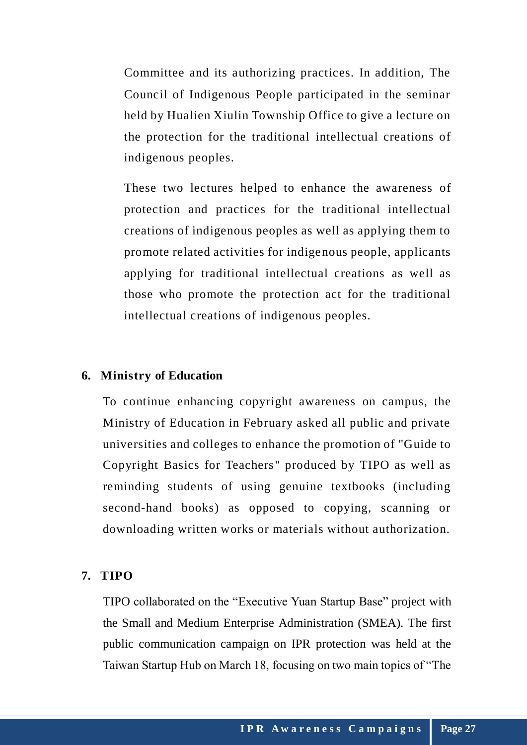Committee and its authorizing practices. In addition, The Council of Indigenous People participated in the seminar held by Hualien Xiulin Township Office to give a lecture on the protection for the traditional intellectual creations of indigenous peoples.

These two lectures helped to enhance the awareness of protection and practices for the traditional intellectual creations of indigenous peoples as well as applying them to promote related activities for indigenous people, applicants applying for traditional intellectual creations as well as those who promote the protection act for the traditional intellectual creations of indigenous peoples.

**6. Ministry of Education**

To continue enhancing copyright awareness on campus, the Ministry of Education in February asked all public and private universities and colleges to enhance the promotion of "Guide to Copyright Basics for Teachers" produced by TIPO as well as reminding students of using genuine textbooks (including second-hand books) as opposed to copying, scanning or downloading written works or materials without authorization.

**7. TIPO**

TIPO collaborated on the “Executive Yuan Startup Base” project with the Small and Medium Enterprise Administration (SMEA). The first public communication campaign on IPR protection was held at the Taiwan Startup Hub on March 18, focusing on two main topics of “The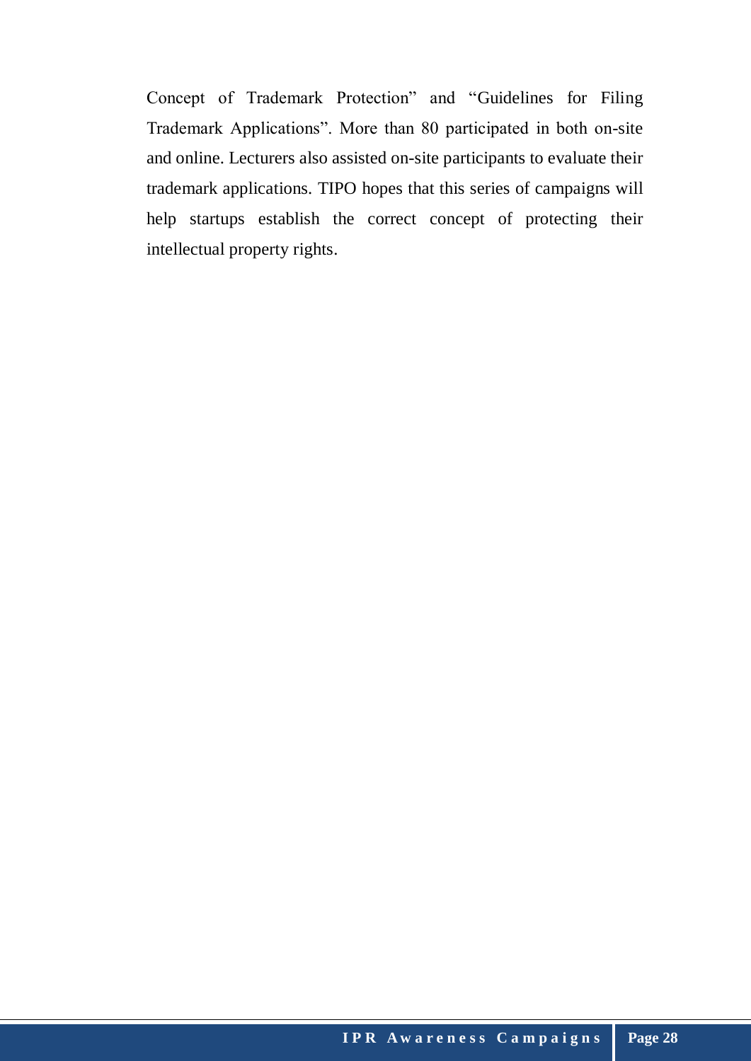Concept of Trademark Protection" and "Guidelines for Filing Trademark Applications". More than 80 participated in both on-site and online. Lecturers also assisted on-site participants to evaluate their trademark applications. TIPO hopes that this series of campaigns will help startups establish the correct concept of protecting their intellectual property rights.